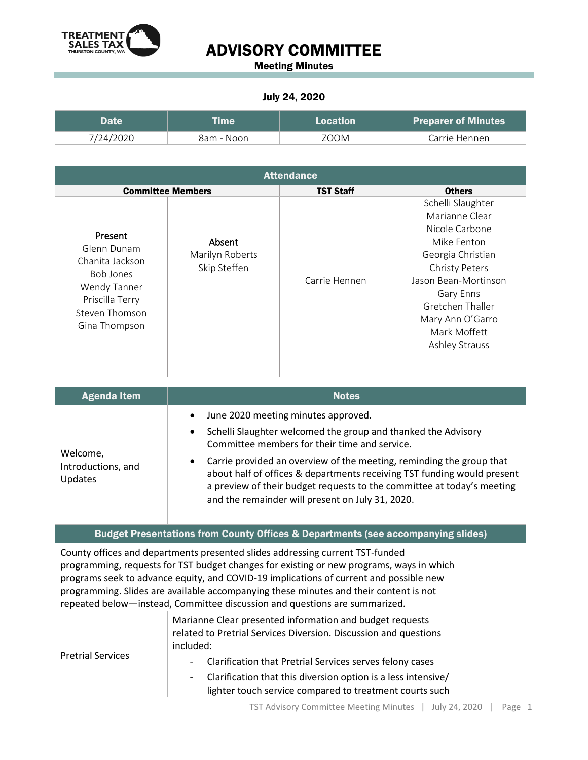TREATMENT SALES TAX
THURSTON COUNTY, WA

# ADVISORY COMMITTEE

**Meeting Minutes**

**July 24, 2020**

| Date | Time | Location | Preparer of Minutes |
|---|---|---|---|
| 7/24/2020 | 8am - Noon | ZOOM | Carrie Hennen |

| Attendance | | | |
|---|---|---|---|
| **Committee Members** | | **TST Staff** | **Others** |
| Present<br>Glenn Dunam<br>Chanita Jackson<br>Bob Jones<br>Wendy Tanner<br>Priscilla Terry<br>Steven Thomson<br>Gina Thompson | Absent<br>Marilyn Roberts<br>Skip Steffen | Carrie Hennen | Schelli Slaughter<br>Marianne Clear<br>Nicole Carbone<br>Mike Fenton<br>Georgia Christian<br>Christy Peters<br>Jason Bean-Mortinson<br>Gary Enns<br>Gretchen Thaller<br>Mary Ann O'Garro<br>Mark Moffett<br>Ashley Strauss |

| Agenda Item | Notes |
|---|---|
| Welcome, Introductions, and Updates | • June 2020 meeting minutes approved.<br>• Schelli Slaughter welcomed the group and thanked the Advisory Committee members for their time and service.<br>• Carrie provided an overview of the meeting, reminding the group that about half of offices & departments receiving TST funding would present a preview of their budget requests to the committee at today's meeting and the remainder will present on July 31, 2020. |

**Budget Presentations from County Offices & Departments (see accompanying slides)**

County offices and departments presented slides addressing current TST-funded programming, requests for TST budget changes for existing or new programs, ways in which programs seek to advance equity, and COVID-19 implications of current and possible new programming. Slides are available accompanying these minutes and their content is not repeated below—instead, Committee discussion and questions are summarized.

| | |
|---|---|
| Pretrial Services | Marianne Clear presented information and budget requests related to Pretrial Services Diversion. Discussion and questions included:<br>- Clarification that Pretrial Services serves felony cases<br>- Clarification that this diversion option is a less intensive/ lighter touch service compared to treatment courts such |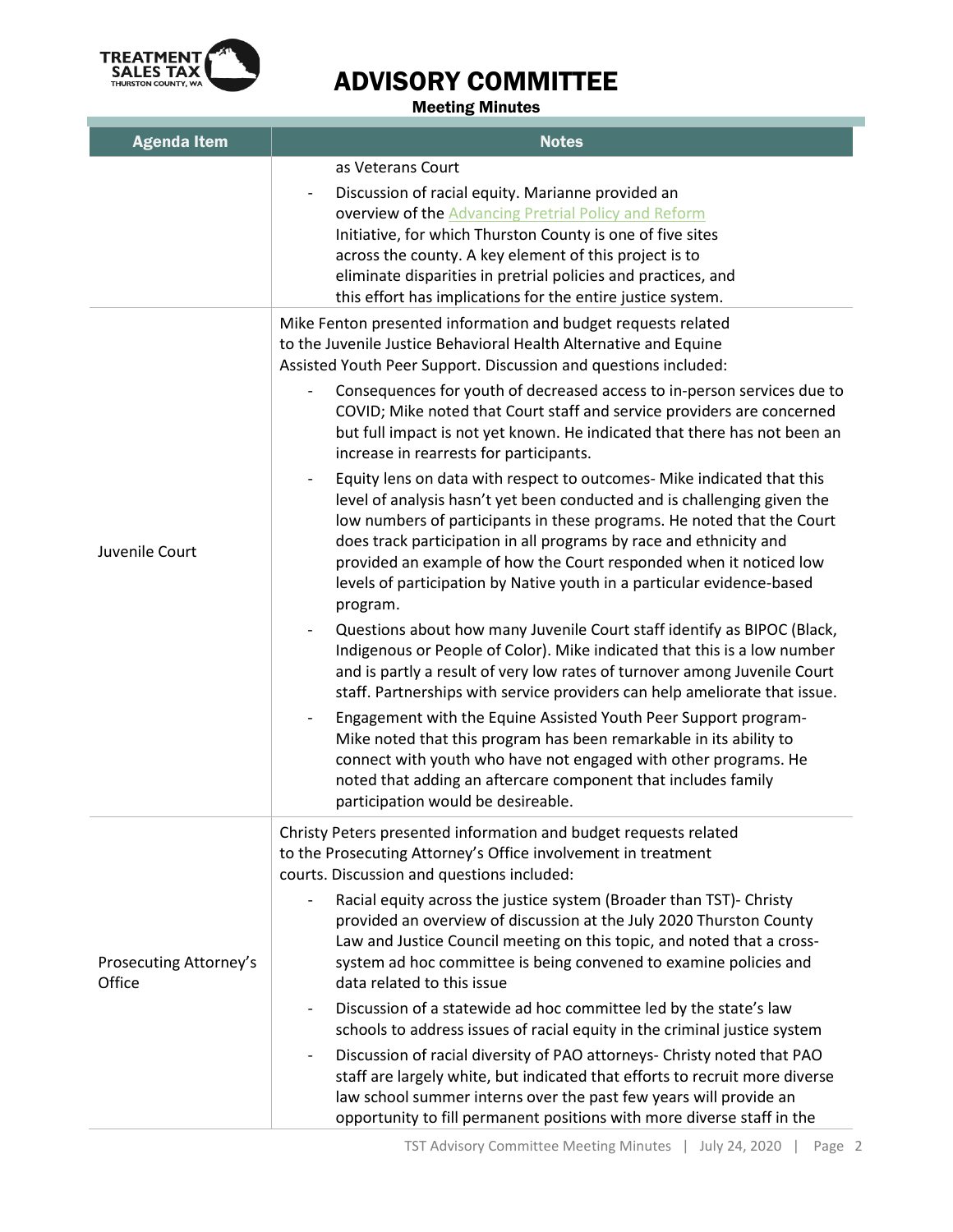# ADVISORY COMMITTEE

**Meeting Minutes**

| Agenda Item | Notes |
|---|---|
| | as Veterans Court<br>- Discussion of racial equity. Marianne provided an overview of the Advancing Pretrial Policy and Reform Initiative, for which Thurston County is one of five sites across the county. A key element of this project is to eliminate disparities in pretrial policies and practices, and this effort has implications for the entire justice system. |
| Juvenile Court | Mike Fenton presented information and budget requests related to the Juvenile Justice Behavioral Health Alternative and Equine Assisted Youth Peer Support. Discussion and questions included:<br>- Consequences for youth of decreased access to in-person services due to COVID; Mike noted that Court staff and service providers are concerned but full impact is not yet known. He indicated that there has not been an increase in rearrests for participants.<br>- Equity lens on data with respect to outcomes- Mike indicated that this level of analysis hasn't yet been conducted and is challenging given the low numbers of participants in these programs. He noted that the Court does track participation in all programs by race and ethnicity and provided an example of how the Court responded when it noticed low levels of participation by Native youth in a particular evidence-based program.<br>- Questions about how many Juvenile Court staff identify as BIPOC (Black, Indigenous or People of Color). Mike indicated that this is a low number and is partly a result of very low rates of turnover among Juvenile Court staff. Partnerships with service providers can help ameliorate that issue.<br>- Engagement with the Equine Assisted Youth Peer Support program- Mike noted that this program has been remarkable in its ability to connect with youth who have not engaged with other programs. He noted that adding an aftercare component that includes family participation would be desireable. |
| Prosecuting Attorney's Office | Christy Peters presented information and budget requests related to the Prosecuting Attorney's Office involvement in treatment courts. Discussion and questions included:<br>- Racial equity across the justice system (Broader than TST)- Christy provided an overview of discussion at the July 2020 Thurston County Law and Justice Council meeting on this topic, and noted that a cross-system ad hoc committee is being convened to examine policies and data related to this issue<br>- Discussion of a statewide ad hoc committee led by the state's law schools to address issues of racial equity in the criminal justice system<br>- Discussion of racial diversity of PAO attorneys- Christy noted that PAO staff are largely white, but indicated that efforts to recruit more diverse law school summer interns over the past few years will provide an opportunity to fill permanent positions with more diverse staff in the |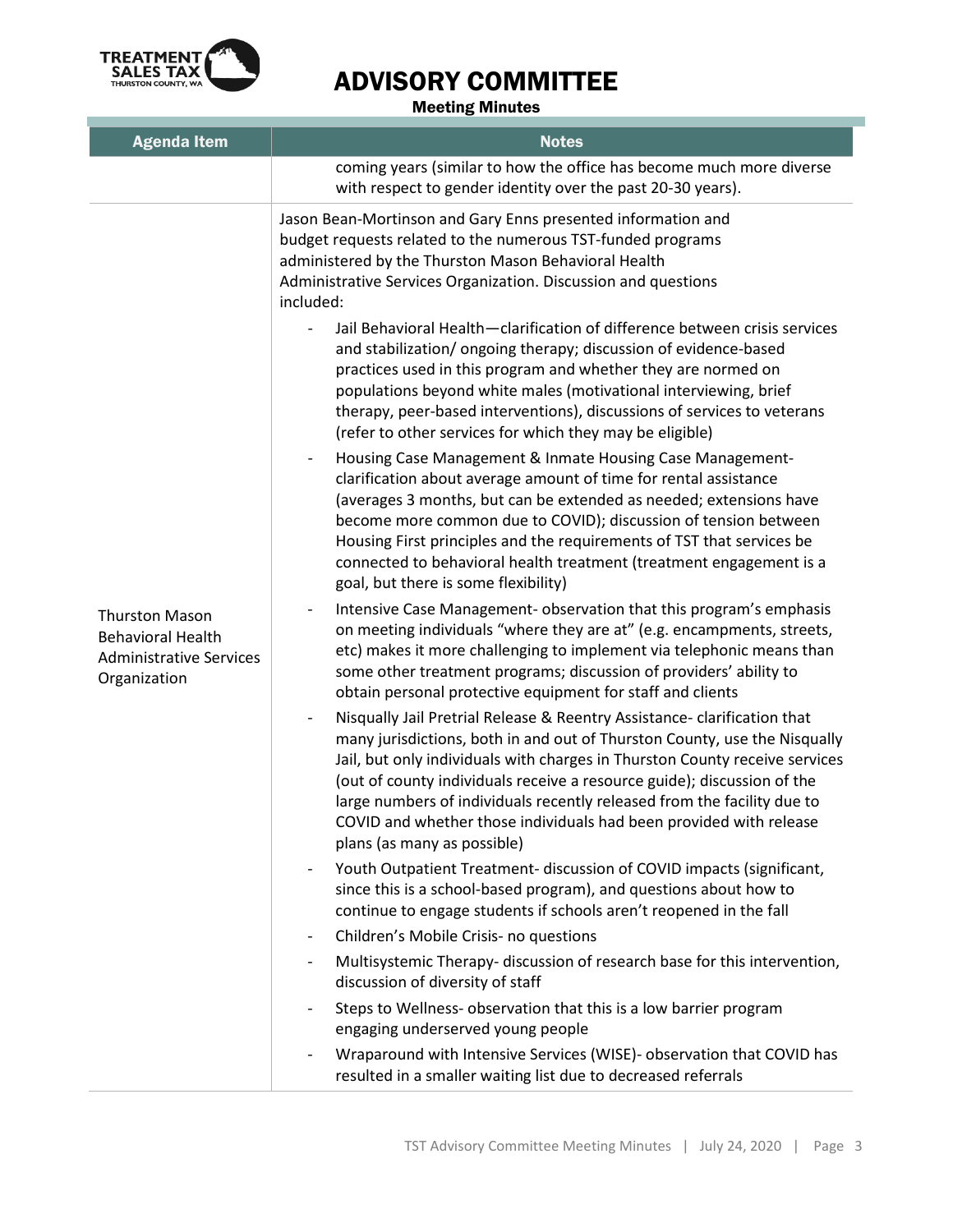| Agenda Item | Notes |
|---|---|
| | coming years (similar to how the office has become much more diverse with respect to gender identity over the past 20-30 years). |
| Thurston Mason Behavioral Health Administrative Services Organization | Jason Bean-Mortinson and Gary Enns presented information and budget requests related to the numerous TST-funded programs administered by the Thurston Mason Behavioral Health Administrative Services Organization. Discussion and questions included:<br>- Jail Behavioral Health—clarification of difference between crisis services and stabilization/ ongoing therapy; discussion of evidence-based practices used in this program and whether they are normed on populations beyond white males (motivational interviewing, brief therapy, peer-based interventions), discussions of services to veterans (refer to other services for which they may be eligible)<br>- Housing Case Management & Inmate Housing Case Management- clarification about average amount of time for rental assistance (averages 3 months, but can be extended as needed; extensions have become more common due to COVID); discussion of tension between Housing First principles and the requirements of TST that services be connected to behavioral health treatment (treatment engagement is a goal, but there is some flexibility)<br>- Intensive Case Management- observation that this program's emphasis on meeting individuals "where they are at" (e.g. encampments, streets, etc) makes it more challenging to implement via telephonic means than some other treatment programs; discussion of providers' ability to obtain personal protective equipment for staff and clients<br>- Nisqually Jail Pretrial Release & Reentry Assistance- clarification that many jurisdictions, both in and out of Thurston County, use the Nisqually Jail, but only individuals with charges in Thurston County receive services (out of county individuals receive a resource guide); discussion of the large numbers of individuals recently released from the facility due to COVID and whether those individuals had been provided with release plans (as many as possible)<br>- Youth Outpatient Treatment- discussion of COVID impacts (significant, since this is a school-based program), and questions about how to continue to engage students if schools aren't reopened in the fall<br>- Children's Mobile Crisis- no questions<br>- Multisystemic Therapy- discussion of research base for this intervention, discussion of diversity of staff<br>- Steps to Wellness- observation that this is a low barrier program engaging underserved young people<br>- Wraparound with Intensive Services (WISE)- observation that COVID has resulted in a smaller waiting list due to decreased referrals |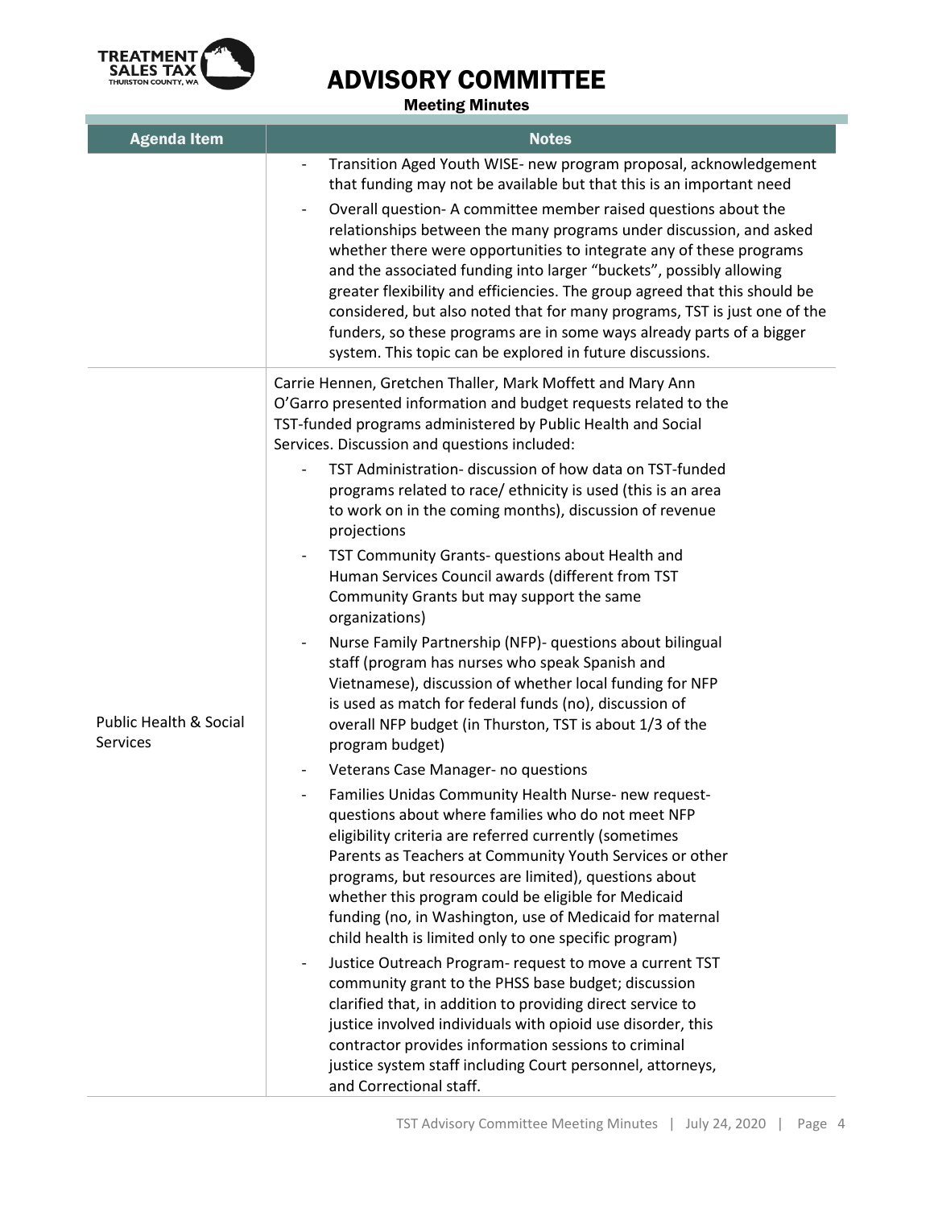# ADVISORY COMMITTEE

Meeting Minutes

| Agenda Item | Notes |
| --- | --- |
| | - Transition Aged Youth WISE- new program proposal, acknowledgement that funding may not be available but that this is an important need<br>- Overall question- A committee member raised questions about the relationships between the many programs under discussion, and asked whether there were opportunities to integrate any of these programs and the associated funding into larger "buckets", possibly allowing greater flexibility and efficiencies. The group agreed that this should be considered, but also noted that for many programs, TST is just one of the funders, so these programs are in some ways already parts of a bigger system. This topic can be explored in future discussions. |
| Public Health & Social Services | Carrie Hennen, Gretchen Thaller, Mark Moffett and Mary Ann O'Garro presented information and budget requests related to the TST-funded programs administered by Public Health and Social Services. Discussion and questions included:<br>- TST Administration- discussion of how data on TST-funded programs related to race/ ethnicity is used (this is an area to work on in the coming months), discussion of revenue projections<br>- TST Community Grants- questions about Health and Human Services Council awards (different from TST Community Grants but may support the same organizations)<br>- Nurse Family Partnership (NFP)- questions about bilingual staff (program has nurses who speak Spanish and Vietnamese), discussion of whether local funding for NFP is used as match for federal funds (no), discussion of overall NFP budget (in Thurston, TST is about 1/3 of the program budget)<br>- Veterans Case Manager- no questions<br>- Families Unidas Community Health Nurse- new request- questions about where families who do not meet NFP eligibility criteria are referred currently (sometimes Parents as Teachers at Community Youth Services or other programs, but resources are limited), questions about whether this program could be eligible for Medicaid funding (no, in Washington, use of Medicaid for maternal child health is limited only to one specific program)<br>- Justice Outreach Program- request to move a current TST community grant to the PHSS base budget; discussion clarified that, in addition to providing direct service to justice involved individuals with opioid use disorder, this contractor provides information sessions to criminal justice system staff including Court personnel, attorneys, and Correctional staff. |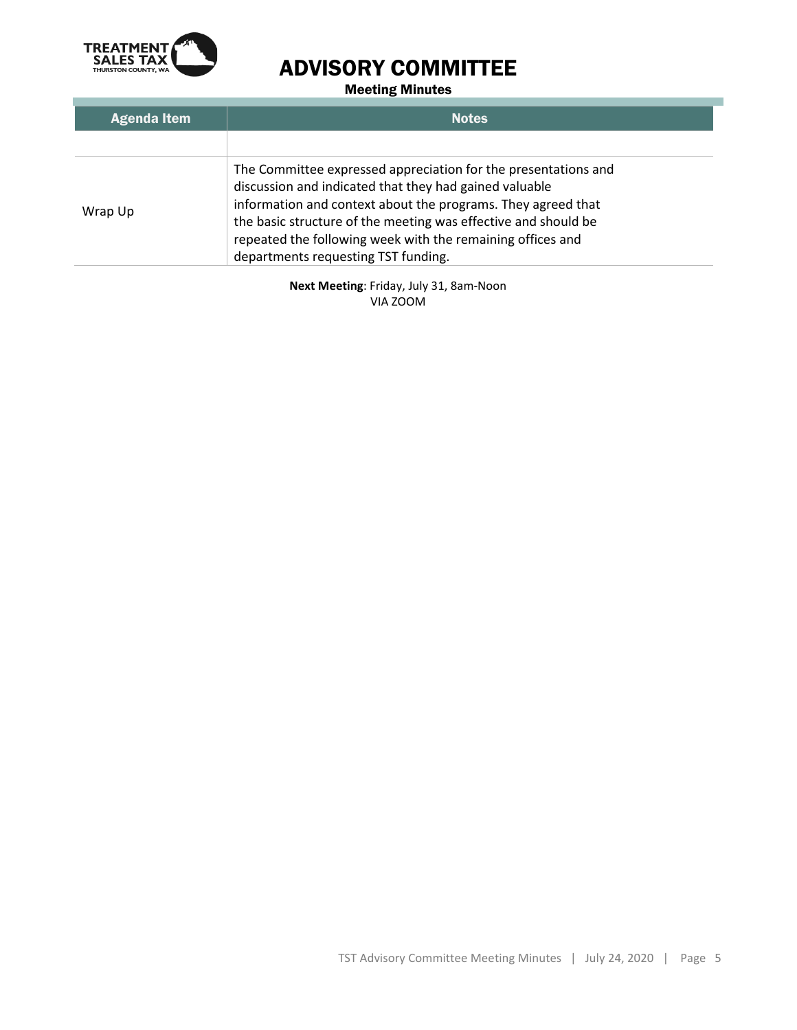# ADVISORY COMMITTEE

**Meeting Minutes**

| Agenda Item | Notes |
|---|---|
| | |
| Wrap Up | The Committee expressed appreciation for the presentations and discussion and indicated that they had gained valuable information and context about the programs. They agreed that the basic structure of the meeting was effective and should be repeated the following week with the remaining offices and departments requesting TST funding. |

**Next Meeting**: Friday, July 31, 8am-Noon
VIA ZOOM